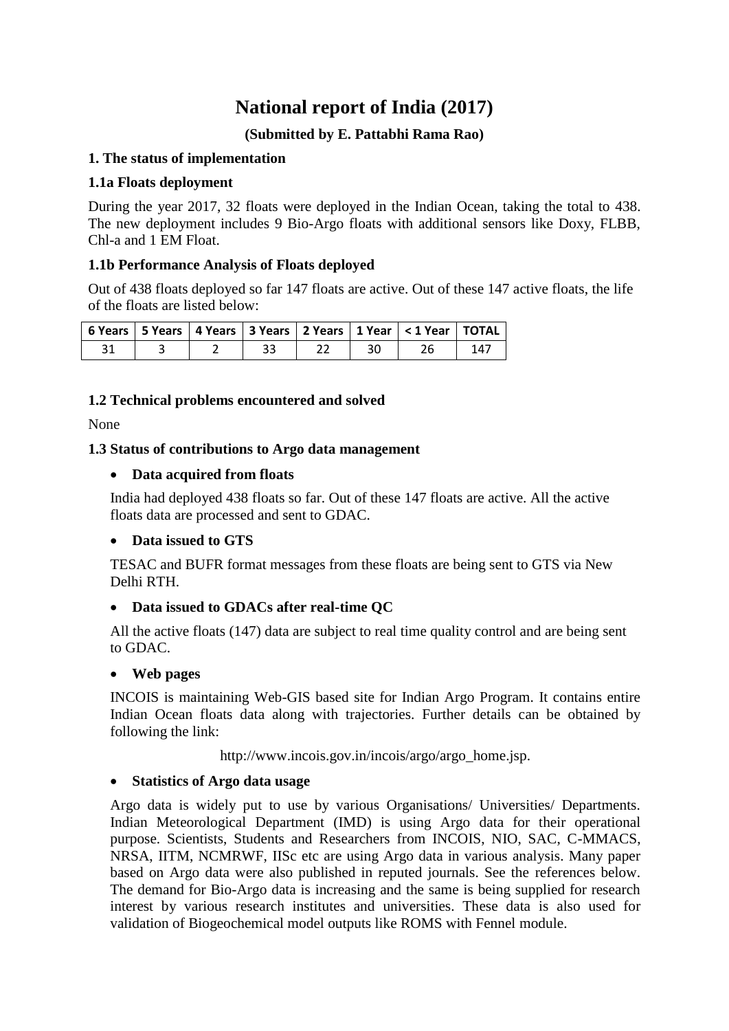# National report of India (2017)

### (Submitted by E. Pattabhi Rama Rao)

## 1. The status of implementation

### 1.1a Floats deployment

During the year 2017, 32 floats were deployed in the Indian Ocean, taking the total to 438. The new deployment includes 9 Bio-Argo floats with additional sensors like Doxy, FLBB, Chl-a and 1 EM Float.

### 1.1b Performance Analysis of Floats deployed

Out of 438 floats deployed so far 147 floats are active. Out of these 147 active floats, the life of the floats are listed below:

| 6 Years | 5 Years | 4 Years | 3 Years | 2 Years | 1 Year | < 1 Year | TOTAL |
|---|---|---|---|---|---|---|---|
| 31 | 3 | 2 | 33 | 22 | 30 | 26 | 147 |

### 1.2 Technical problems encountered and solved

None

### 1.3 Status of contributions to Argo data management

- **Data acquired from floats**

  India had deployed 438 floats so far. Out of these 147 floats are active. All the active floats data are processed and sent to GDAC.

- **Data issued to GTS**

  TESAC and BUFR format messages from these floats are being sent to GTS via New Delhi RTH.

- **Data issued to GDACs after real-time QC**

  All the active floats (147) data are subject to real time quality control and are being sent to GDAC.

- **Web pages**

  INCOIS is maintaining Web-GIS based site for Indian Argo Program. It contains entire Indian Ocean floats data along with trajectories. Further details can be obtained by following the link:

  http://www.incois.gov.in/incois/argo/argo_home.jsp.

- **Statistics of Argo data usage**

  Argo data is widely put to use by various Organisations/ Universities/ Departments. Indian Meteorological Department (IMD) is using Argo data for their operational purpose. Scientists, Students and Researchers from INCOIS, NIO, SAC, C-MMACS, NRSA, IITM, NCMRWF, IISc etc are using Argo data in various analysis. Many paper based on Argo data were also published in reputed journals. See the references below. The demand for Bio-Argo data is increasing and the same is being supplied for research interest by various research institutes and universities. These data is also used for validation of Biogeochemical model outputs like ROMS with Fennel module.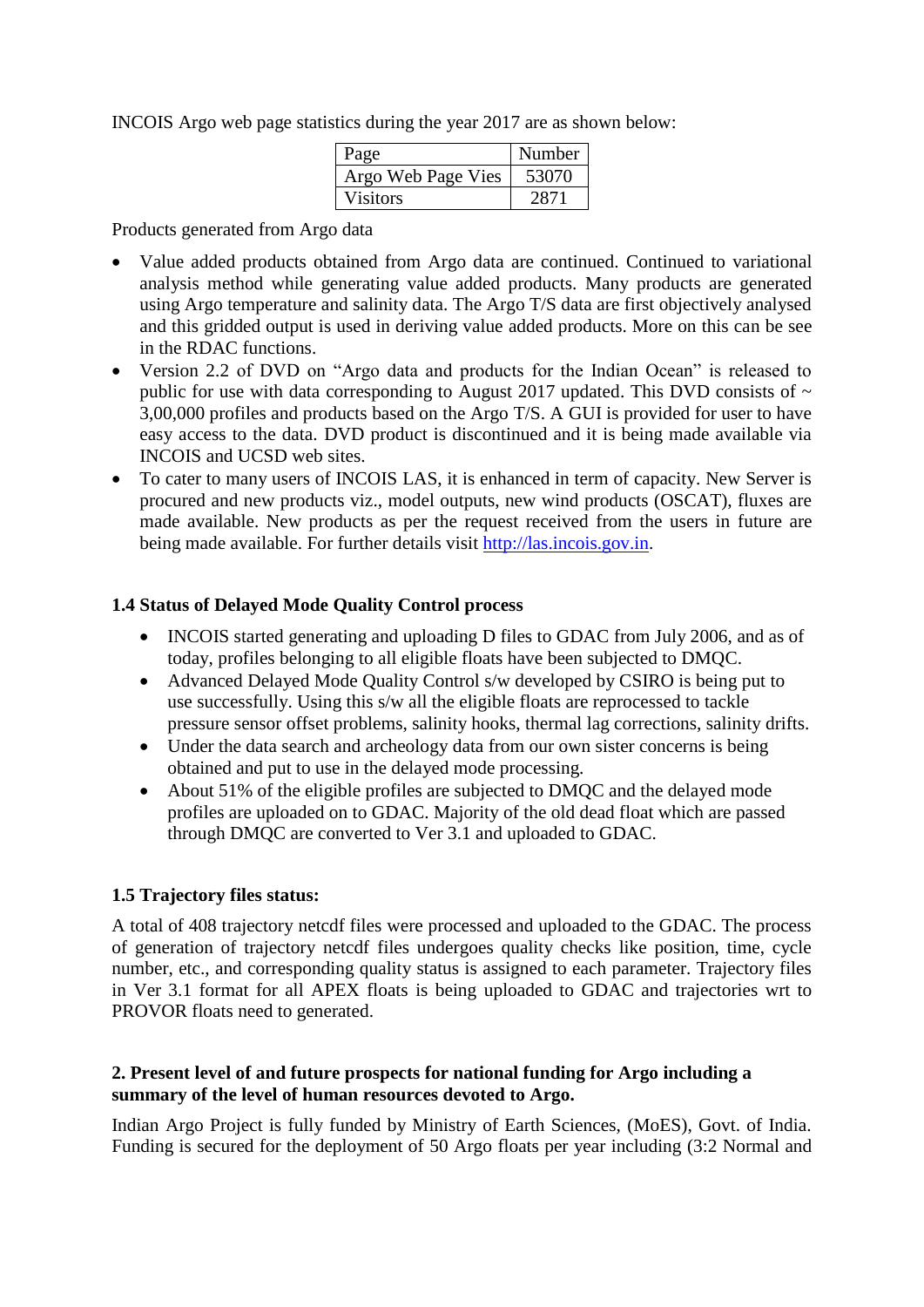INCOIS Argo web page statistics during the year 2017 are as shown below:

| Page | Number |
| --- | --- |
| Argo Web Page Vies | 53070 |
| Visitors | 2871 |

Products generated from Argo data

- Value added products obtained from Argo data are continued. Continued to variational analysis method while generating value added products. Many products are generated using Argo temperature and salinity data. The Argo T/S data are first objectively analysed and this gridded output is used in deriving value added products. More on this can be see in the RDAC functions.
- Version 2.2 of DVD on "Argo data and products for the Indian Ocean" is released to public for use with data corresponding to August 2017 updated. This DVD consists of ~ 3,00,000 profiles and products based on the Argo T/S. A GUI is provided for user to have easy access to the data. DVD product is discontinued and it is being made available via INCOIS and UCSD web sites.
- To cater to many users of INCOIS LAS, it is enhanced in term of capacity. New Server is procured and new products viz., model outputs, new wind products (OSCAT), fluxes are made available. New products as per the request received from the users in future are being made available. For further details visit http://las.incois.gov.in.

### 1.4 Status of Delayed Mode Quality Control process

- INCOIS started generating and uploading D files to GDAC from July 2006, and as of today, profiles belonging to all eligible floats have been subjected to DMQC.
- Advanced Delayed Mode Quality Control s/w developed by CSIRO is being put to use successfully. Using this s/w all the eligible floats are reprocessed to tackle pressure sensor offset problems, salinity hooks, thermal lag corrections, salinity drifts.
- Under the data search and archeology data from our own sister concerns is being obtained and put to use in the delayed mode processing.
- About 51% of the eligible profiles are subjected to DMQC and the delayed mode profiles are uploaded on to GDAC. Majority of the old dead float which are passed through DMQC are converted to Ver 3.1 and uploaded to GDAC.

### 1.5 Trajectory files status:

A total of 408 trajectory netcdf files were processed and uploaded to the GDAC. The process of generation of trajectory netcdf files undergoes quality checks like position, time, cycle number, etc., and corresponding quality status is assigned to each parameter. Trajectory files in Ver 3.1 format for all APEX floats is being uploaded to GDAC and trajectories wrt to PROVOR floats need to generated.

## 2. Present level of and future prospects for national funding for Argo including a summary of the level of human resources devoted to Argo.

Indian Argo Project is fully funded by Ministry of Earth Sciences, (MoES), Govt. of India. Funding is secured for the deployment of 50 Argo floats per year including (3:2 Normal and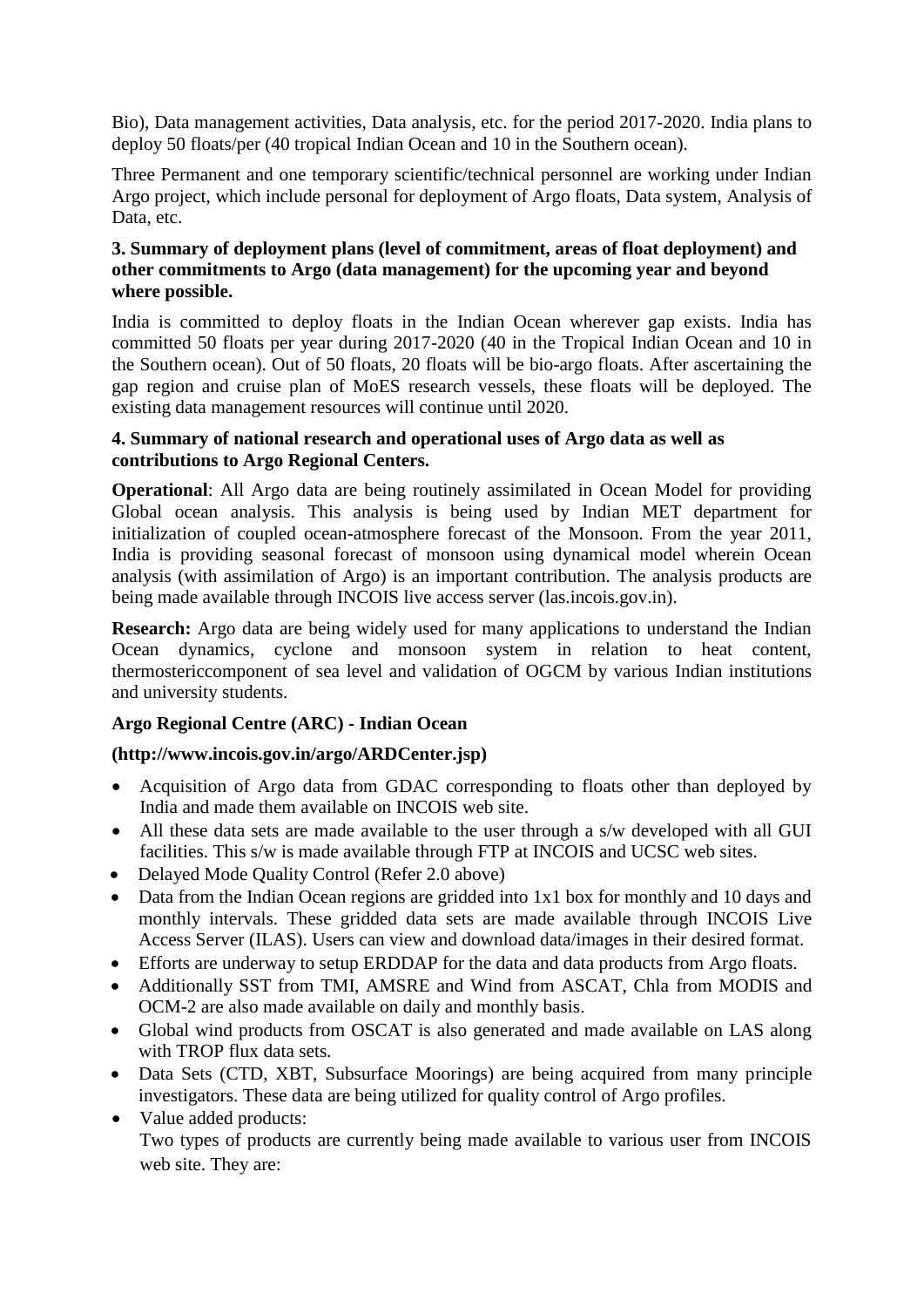Bio), Data management activities, Data analysis, etc. for the period 2017-2020. India plans to deploy 50 floats/per (40 tropical Indian Ocean and 10 in the Southern ocean).

Three Permanent and one temporary scientific/technical personnel are working under Indian Argo project, which include personal for deployment of Argo floats, Data system, Analysis of Data, etc.

**3. Summary of deployment plans (level of commitment, areas of float deployment) and other commitments to Argo (data management) for the upcoming year and beyond where possible.**

India is committed to deploy floats in the Indian Ocean wherever gap exists. India has committed 50 floats per year during 2017-2020 (40 in the Tropical Indian Ocean and 10 in the Southern ocean). Out of 50 floats, 20 floats will be bio-argo floats. After ascertaining the gap region and cruise plan of MoES research vessels, these floats will be deployed. The existing data management resources will continue until 2020.

**4. Summary of national research and operational uses of Argo data as well as contributions to Argo Regional Centers.**

**Operational**: All Argo data are being routinely assimilated in Ocean Model for providing Global ocean analysis. This analysis is being used by Indian MET department for initialization of coupled ocean-atmosphere forecast of the Monsoon. From the year 2011, India is providing seasonal forecast of monsoon using dynamical model wherein Ocean analysis (with assimilation of Argo) is an important contribution. The analysis products are being made available through INCOIS live access server (las.incois.gov.in).

**Research:** Argo data are being widely used for many applications to understand the Indian Ocean dynamics, cyclone and monsoon system in relation to heat content, thermostericcomponent of sea level and validation of OGCM by various Indian institutions and university students.

**Argo Regional Centre (ARC) - Indian Ocean**

**(http://www.incois.gov.in/argo/ARDCenter.jsp)**

- Acquisition of Argo data from GDAC corresponding to floats other than deployed by India and made them available on INCOIS web site.
- All these data sets are made available to the user through a s/w developed with all GUI facilities. This s/w is made available through FTP at INCOIS and UCSC web sites.
- Delayed Mode Quality Control (Refer 2.0 above)
- Data from the Indian Ocean regions are gridded into 1x1 box for monthly and 10 days and monthly intervals. These gridded data sets are made available through INCOIS Live Access Server (ILAS). Users can view and download data/images in their desired format.
- Efforts are underway to setup ERDDAP for the data and data products from Argo floats.
- Additionally SST from TMI, AMSRE and Wind from ASCAT, Chla from MODIS and OCM-2 are also made available on daily and monthly basis.
- Global wind products from OSCAT is also generated and made available on LAS along with TROP flux data sets.
- Data Sets (CTD, XBT, Subsurface Moorings) are being acquired from many principle investigators. These data are being utilized for quality control of Argo profiles.
- Value added products:
  Two types of products are currently being made available to various user from INCOIS web site. They are: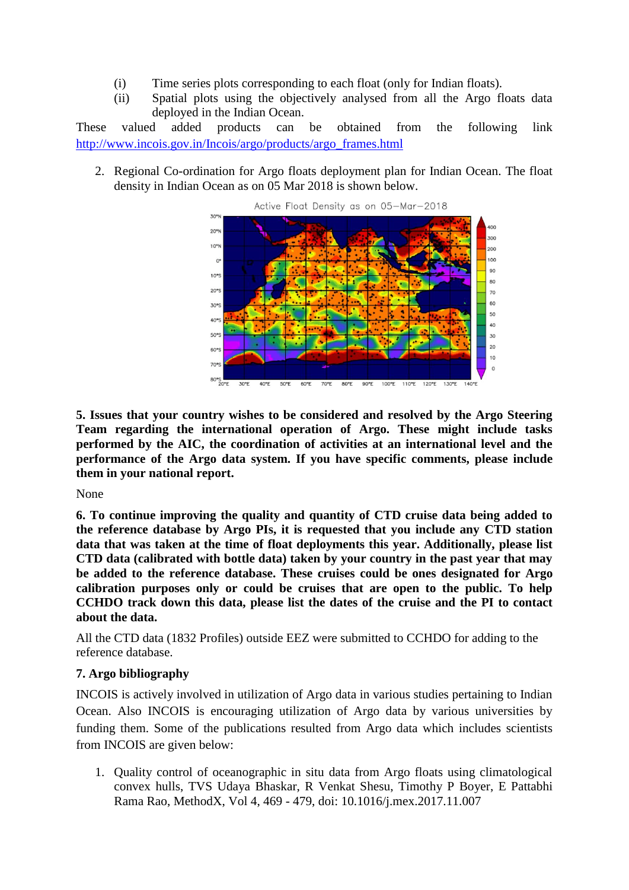(i) Time series plots corresponding to each float (only for Indian floats).

(ii) Spatial plots using the objectively analysed from all the Argo floats data deployed in the Indian Ocean.

These valued added products can be obtained from the following link http://www.incois.gov.in/Incois/argo/products/argo_frames.html

2. Regional Co-ordination for Argo floats deployment plan for Indian Ocean. The float density in Indian Ocean as on 05 Mar 2018 is shown below.

**5. Issues that your country wishes to be considered and resolved by the Argo Steering Team regarding the international operation of Argo. These might include tasks performed by the AIC, the coordination of activities at an international level and the performance of the Argo data system. If you have specific comments, please include them in your national report.**

None

**6. To continue improving the quality and quantity of CTD cruise data being added to the reference database by Argo PIs, it is requested that you include any CTD station data that was taken at the time of float deployments this year. Additionally, please list CTD data (calibrated with bottle data) taken by your country in the past year that may be added to the reference database. These cruises could be ones designated for Argo calibration purposes only or could be cruises that are open to the public. To help CCHDO track down this data, please list the dates of the cruise and the PI to contact about the data.**

All the CTD data (1832 Profiles) outside EEZ were submitted to CCHDO for adding to the reference database.

**7. Argo bibliography**

INCOIS is actively involved in utilization of Argo data in various studies pertaining to Indian Ocean. Also INCOIS is encouraging utilization of Argo data by various universities by funding them. Some of the publications resulted from Argo data which includes scientists from INCOIS are given below:

1. Quality control of oceanographic in situ data from Argo floats using climatological convex hulls, TVS Udaya Bhaskar, R Venkat Shesu, Timothy P Boyer, E Pattabhi Rama Rao, MethodX, Vol 4, 469 - 479, doi: 10.1016/j.mex.2017.11.007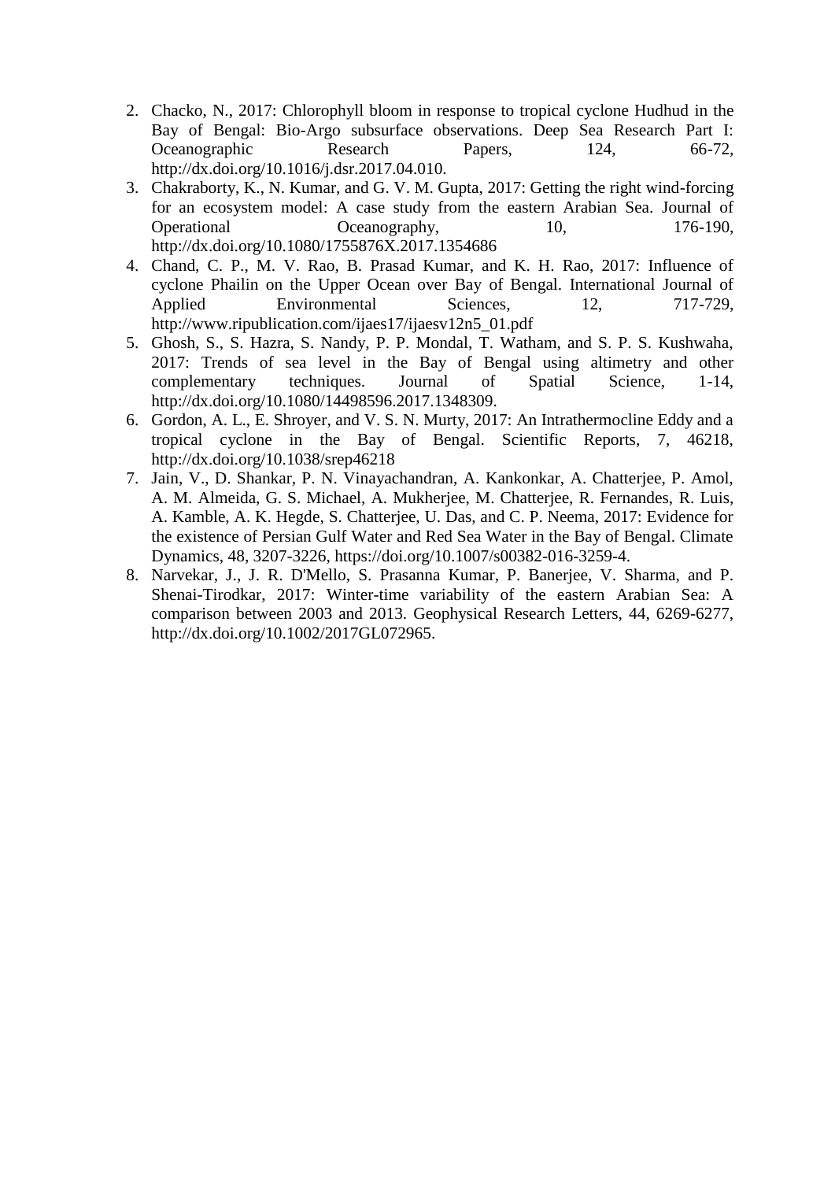2. Chacko, N., 2017: Chlorophyll bloom in response to tropical cyclone Hudhud in the Bay of Bengal: Bio-Argo subsurface observations. Deep Sea Research Part I: Oceanographic Research Papers, 124, 66-72, http://dx.doi.org/10.1016/j.dsr.2017.04.010.
3. Chakraborty, K., N. Kumar, and G. V. M. Gupta, 2017: Getting the right wind-forcing for an ecosystem model: A case study from the eastern Arabian Sea. Journal of Operational Oceanography, 10, 176-190, http://dx.doi.org/10.1080/1755876X.2017.1354686
4. Chand, C. P., M. V. Rao, B. Prasad Kumar, and K. H. Rao, 2017: Influence of cyclone Phailin on the Upper Ocean over Bay of Bengal. International Journal of Applied Environmental Sciences, 12, 717-729, http://www.ripublication.com/ijaes17/ijaesv12n5_01.pdf
5. Ghosh, S., S. Hazra, S. Nandy, P. P. Mondal, T. Watham, and S. P. S. Kushwaha, 2017: Trends of sea level in the Bay of Bengal using altimetry and other complementary techniques. Journal of Spatial Science, 1-14, http://dx.doi.org/10.1080/14498596.2017.1348309.
6. Gordon, A. L., E. Shroyer, and V. S. N. Murty, 2017: An Intrathermocline Eddy and a tropical cyclone in the Bay of Bengal. Scientific Reports, 7, 46218, http://dx.doi.org/10.1038/srep46218
7. Jain, V., D. Shankar, P. N. Vinayachandran, A. Kankonkar, A. Chatterjee, P. Amol, A. M. Almeida, G. S. Michael, A. Mukherjee, M. Chatterjee, R. Fernandes, R. Luis, A. Kamble, A. K. Hegde, S. Chatterjee, U. Das, and C. P. Neema, 2017: Evidence for the existence of Persian Gulf Water and Red Sea Water in the Bay of Bengal. Climate Dynamics, 48, 3207-3226, https://doi.org/10.1007/s00382-016-3259-4.
8. Narvekar, J., J. R. D'Mello, S. Prasanna Kumar, P. Banerjee, V. Sharma, and P. Shenai-Tirodkar, 2017: Winter-time variability of the eastern Arabian Sea: A comparison between 2003 and 2013. Geophysical Research Letters, 44, 6269-6277, http://dx.doi.org/10.1002/2017GL072965.